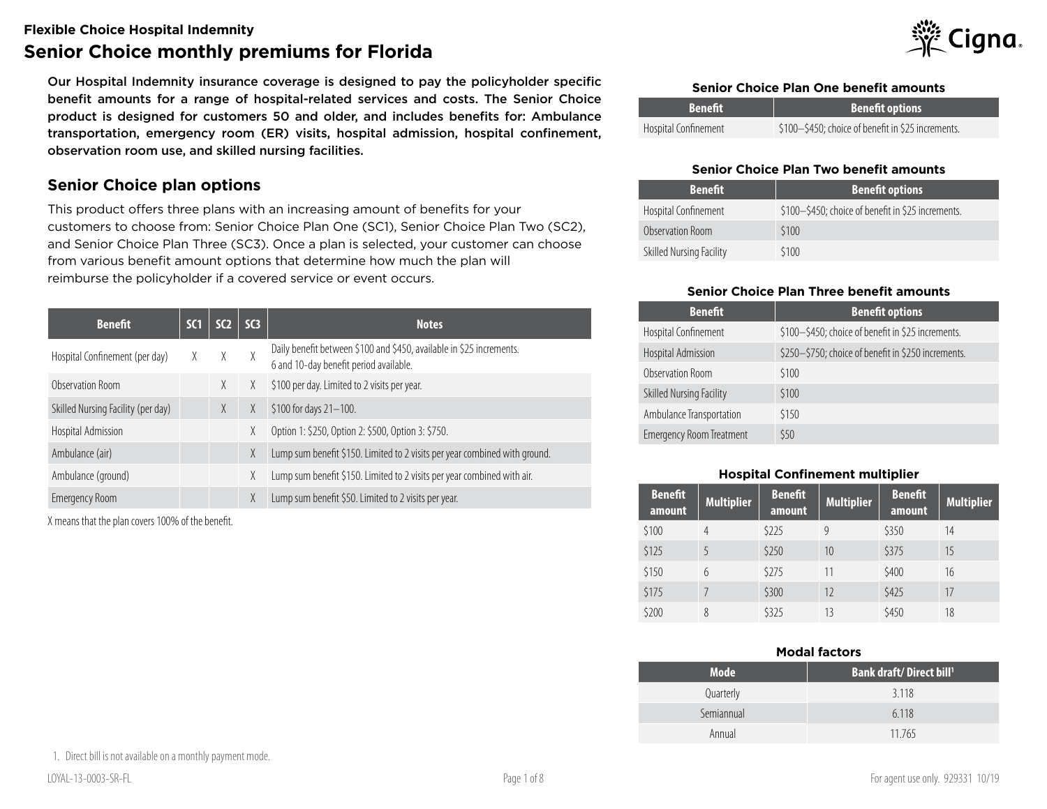Flexible Choice Hospital Indemnity

# Senior Choice monthly premiums for Florida

**Our Hospital Indemnity insurance coverage is designed to pay the policyholder specific benefit amounts for a range of hospital-related services and costs. The Senior Choice product is designed for customers 50 and older, and includes benefits for: Ambulance transportation, emergency room (ER) visits, hospital admission, hospital confinement, observation room use, and skilled nursing facilities.**

## Senior Choice plan options

This product offers three plans with an increasing amount of benefits for your customers to choose from: Senior Choice Plan One (SC1), Senior Choice Plan Two (SC2), and Senior Choice Plan Three (SC3). Once a plan is selected, your customer can choose from various benefit amount options that determine how much the plan will reimburse the policyholder if a covered service or event occurs.

| Benefit | SC1 | SC2 | SC3 | Notes |
|---|---|---|---|---|
| Hospital Confinement (per day) | X | X | X | Daily benefit between $100 and $450, available in $25 increments. 6 and 10-day benefit period available. |
| Observation Room | | X | X | $100 per day. Limited to 2 visits per year. |
| Skilled Nursing Facility (per day) | | X | X | $100 for days 21–100. |
| Hospital Admission | | | X | Option 1: $250, Option 2: $500, Option 3: $750. |
| Ambulance (air) | | | X | Lump sum benefit $150. Limited to 2 visits per year combined with ground. |
| Ambulance (ground) | | | X | Lump sum benefit $150. Limited to 2 visits per year combined with air. |
| Emergency Room | | | X | Lump sum benefit $50. Limited to 2 visits per year. |

X means that the plan covers 100% of the benefit.

### Senior Choice Plan One benefit amounts

| Benefit | Benefit options |
|---|---|
| Hospital Confinement | $100–$450; choice of benefit in $25 increments. |

### Senior Choice Plan Two benefit amounts

| Benefit | Benefit options |
|---|---|
| Hospital Confinement | $100–$450; choice of benefit in $25 increments. |
| Observation Room | $100 |
| Skilled Nursing Facility | $100 |

### Senior Choice Plan Three benefit amounts

| Benefit | Benefit options |
|---|---|
| Hospital Confinement | $100–$450; choice of benefit in $25 increments. |
| Hospital Admission | $250–$750; choice of benefit in $250 increments. |
| Observation Room | $100 |
| Skilled Nursing Facility | $100 |
| Ambulance Transportation | $150 |
| Emergency Room Treatment | $50 |

### Hospital Confinement multiplier

| Benefit amount | Multiplier | Benefit amount | Multiplier | Benefit amount | Multiplier |
|---|---|---|---|---|---|
| $100 | 4 | $225 | 9 | $350 | 14 |
| $125 | 5 | $250 | 10 | $375 | 15 |
| $150 | 6 | $275 | 11 | $400 | 16 |
| $175 | 7 | $300 | 12 | $425 | 17 |
| $200 | 8 | $325 | 13 | $450 | 18 |

### Modal factors

| Mode | Bank draft/ Direct bill[1] |
|---|---|
| Quarterly | 3.118 |
| Semiannual | 6.118 |
| Annual | 11.765 |

1. Direct bill is not available on a monthly payment mode.

LOYAL-13-0003-SR-FL

For agent use only. 929331 10/19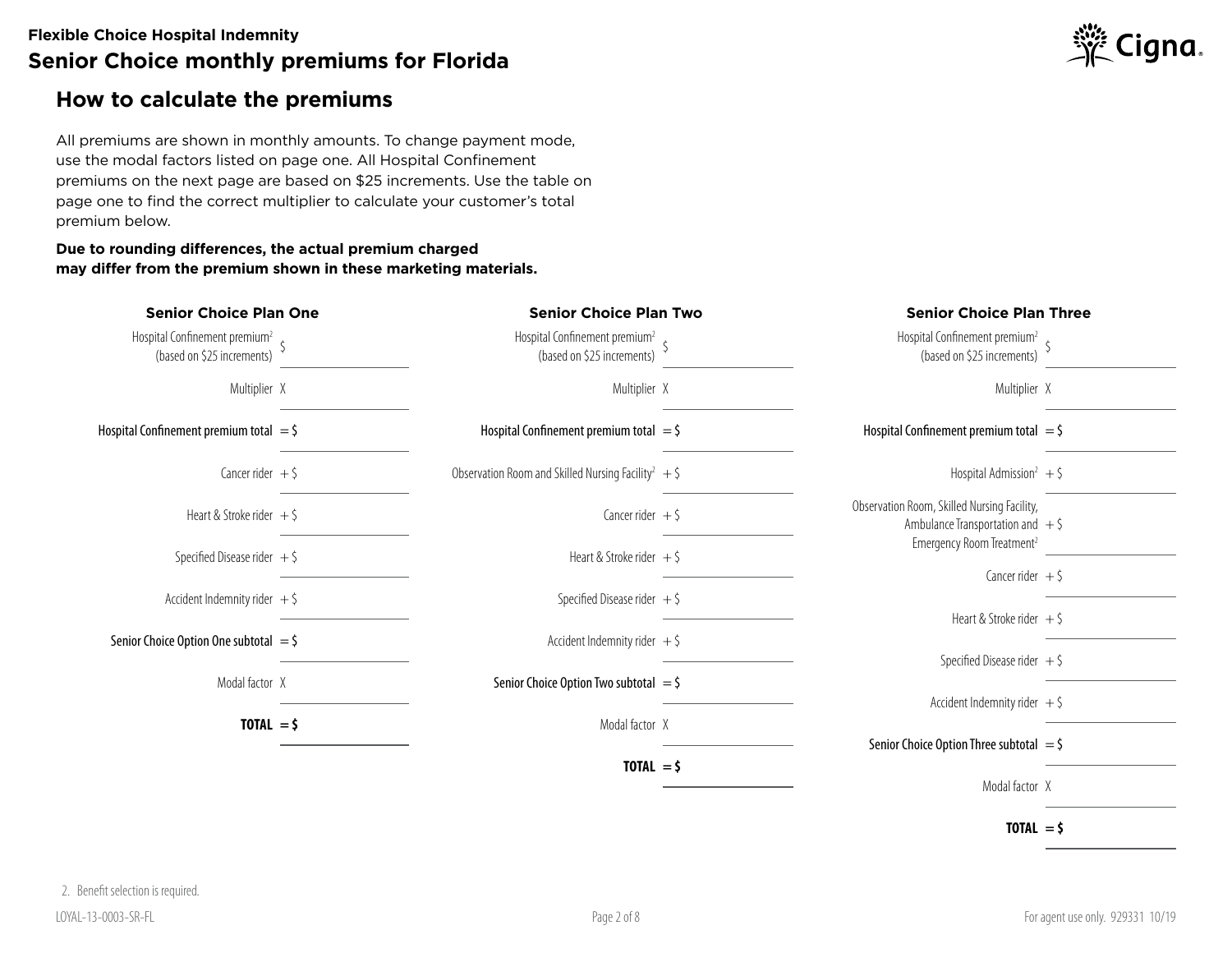**Flexible Choice Hospital Indemnity**

# Senior Choice monthly premiums for Florida

## How to calculate the premiums

All premiums are shown in monthly amounts. To change payment mode, use the modal factors listed on page one. All Hospital Confinement premiums on the next page are based on $25 increments. Use the table on page one to find the correct multiplier to calculate your customer's total premium below.

**Due to rounding differences, the actual premium charged may differ from the premium shown in these marketing materials.**

### Senior Choice Plan One

| | |
|---|---|
| Hospital Confinement premium[2] (based on $25 increments) | $ |
| Multiplier | X |
| Hospital Confinement premium total | = $ |
| Cancer rider | + $ |
| Heart & Stroke rider | + $ |
| Specified Disease rider | + $ |
| Accident Indemnity rider | + $ |
| Senior Choice Option One subtotal | = $ |
| Modal factor | X |
| **TOTAL** | **= $** |

### Senior Choice Plan Two

| | |
|---|---|
| Hospital Confinement premium[2] (based on $25 increments) | $ |
| Multiplier | X |
| Hospital Confinement premium total | = $ |
| Observation Room and Skilled Nursing Facility[2] | + $ |
| Cancer rider | + $ |
| Heart & Stroke rider | + $ |
| Specified Disease rider | + $ |
| Accident Indemnity rider | + $ |
| Senior Choice Option Two subtotal | = $ |
| Modal factor | X |
| **TOTAL** | **= $** |

### Senior Choice Plan Three

| | |
|---|---|
| Hospital Confinement premium[2] (based on $25 increments) | $ |
| Multiplier | X |
| Hospital Confinement premium total | = $ |
| Hospital Admission[2] | + $ |
| Observation Room, Skilled Nursing Facility, Ambulance Transportation and Emergency Room Treatment[2] | + $ |
| Cancer rider | + $ |
| Heart & Stroke rider | + $ |
| Specified Disease rider | + $ |
| Accident Indemnity rider | + $ |
| Senior Choice Option Three subtotal | = $ |
| Modal factor | X |
| **TOTAL** | **= $** |

2. Benefit selection is required.

LOYAL-13-0003-SR-FL

For agent use only. 929331 10/19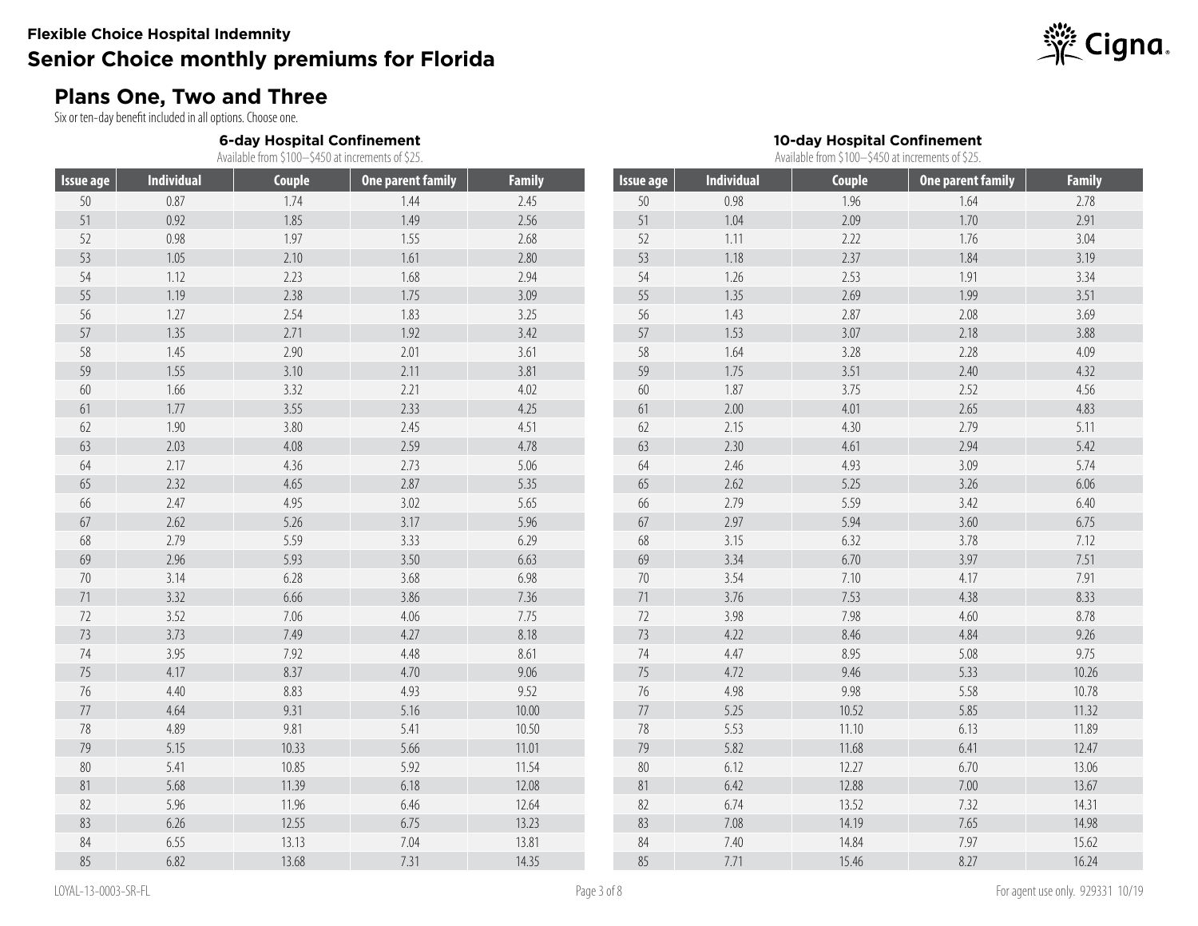Flexible Choice Hospital Indemnity

# Senior Choice monthly premiums for Florida

## Plans One, Two and Three

Six or ten-day benefit included in all options. Choose one.

### 6-day Hospital Confinement

Available from $100–$450 at increments of $25.

| Issue age | Individual | Couple | One parent family | Family |
|---|---|---|---|---|
| 50 | 0.87 | 1.74 | 1.44 | 2.45 |
| 51 | 0.92 | 1.85 | 1.49 | 2.56 |
| 52 | 0.98 | 1.97 | 1.55 | 2.68 |
| 53 | 1.05 | 2.10 | 1.61 | 2.80 |
| 54 | 1.12 | 2.23 | 1.68 | 2.94 |
| 55 | 1.19 | 2.38 | 1.75 | 3.09 |
| 56 | 1.27 | 2.54 | 1.83 | 3.25 |
| 57 | 1.35 | 2.71 | 1.92 | 3.42 |
| 58 | 1.45 | 2.90 | 2.01 | 3.61 |
| 59 | 1.55 | 3.10 | 2.11 | 3.81 |
| 60 | 1.66 | 3.32 | 2.21 | 4.02 |
| 61 | 1.77 | 3.55 | 2.33 | 4.25 |
| 62 | 1.90 | 3.80 | 2.45 | 4.51 |
| 63 | 2.03 | 4.08 | 2.59 | 4.78 |
| 64 | 2.17 | 4.36 | 2.73 | 5.06 |
| 65 | 2.32 | 4.65 | 2.87 | 5.35 |
| 66 | 2.47 | 4.95 | 3.02 | 5.65 |
| 67 | 2.62 | 5.26 | 3.17 | 5.96 |
| 68 | 2.79 | 5.59 | 3.33 | 6.29 |
| 69 | 2.96 | 5.93 | 3.50 | 6.63 |
| 70 | 3.14 | 6.28 | 3.68 | 6.98 |
| 71 | 3.32 | 6.66 | 3.86 | 7.36 |
| 72 | 3.52 | 7.06 | 4.06 | 7.75 |
| 73 | 3.73 | 7.49 | 4.27 | 8.18 |
| 74 | 3.95 | 7.92 | 4.48 | 8.61 |
| 75 | 4.17 | 8.37 | 4.70 | 9.06 |
| 76 | 4.40 | 8.83 | 4.93 | 9.52 |
| 77 | 4.64 | 9.31 | 5.16 | 10.00 |
| 78 | 4.89 | 9.81 | 5.41 | 10.50 |
| 79 | 5.15 | 10.33 | 5.66 | 11.01 |
| 80 | 5.41 | 10.85 | 5.92 | 11.54 |
| 81 | 5.68 | 11.39 | 6.18 | 12.08 |
| 82 | 5.96 | 11.96 | 6.46 | 12.64 |
| 83 | 6.26 | 12.55 | 6.75 | 13.23 |
| 84 | 6.55 | 13.13 | 7.04 | 13.81 |
| 85 | 6.82 | 13.68 | 7.31 | 14.35 |

### 10-day Hospital Confinement

Available from $100–$450 at increments of $25.

| Issue age | Individual | Couple | One parent family | Family |
|---|---|---|---|---|
| 50 | 0.98 | 1.96 | 1.64 | 2.78 |
| 51 | 1.04 | 2.09 | 1.70 | 2.91 |
| 52 | 1.11 | 2.22 | 1.76 | 3.04 |
| 53 | 1.18 | 2.37 | 1.84 | 3.19 |
| 54 | 1.26 | 2.53 | 1.91 | 3.34 |
| 55 | 1.35 | 2.69 | 1.99 | 3.51 |
| 56 | 1.43 | 2.87 | 2.08 | 3.69 |
| 57 | 1.53 | 3.07 | 2.18 | 3.88 |
| 58 | 1.64 | 3.28 | 2.28 | 4.09 |
| 59 | 1.75 | 3.51 | 2.40 | 4.32 |
| 60 | 1.87 | 3.75 | 2.52 | 4.56 |
| 61 | 2.00 | 4.01 | 2.65 | 4.83 |
| 62 | 2.15 | 4.30 | 2.79 | 5.11 |
| 63 | 2.30 | 4.61 | 2.94 | 5.42 |
| 64 | 2.46 | 4.93 | 3.09 | 5.74 |
| 65 | 2.62 | 5.25 | 3.26 | 6.06 |
| 66 | 2.79 | 5.59 | 3.42 | 6.40 |
| 67 | 2.97 | 5.94 | 3.60 | 6.75 |
| 68 | 3.15 | 6.32 | 3.78 | 7.12 |
| 69 | 3.34 | 6.70 | 3.97 | 7.51 |
| 70 | 3.54 | 7.10 | 4.17 | 7.91 |
| 71 | 3.76 | 7.53 | 4.38 | 8.33 |
| 72 | 3.98 | 7.98 | 4.60 | 8.78 |
| 73 | 4.22 | 8.46 | 4.84 | 9.26 |
| 74 | 4.47 | 8.95 | 5.08 | 9.75 |
| 75 | 4.72 | 9.46 | 5.33 | 10.26 |
| 76 | 4.98 | 9.98 | 5.58 | 10.78 |
| 77 | 5.25 | 10.52 | 5.85 | 11.32 |
| 78 | 5.53 | 11.10 | 6.13 | 11.89 |
| 79 | 5.82 | 11.68 | 6.41 | 12.47 |
| 80 | 6.12 | 12.27 | 6.70 | 13.06 |
| 81 | 6.42 | 12.88 | 7.00 | 13.67 |
| 82 | 6.74 | 13.52 | 7.32 | 14.31 |
| 83 | 7.08 | 14.19 | 7.65 | 14.98 |
| 84 | 7.40 | 14.84 | 7.97 | 15.62 |
| 85 | 7.71 | 15.46 | 8.27 | 16.24 |

LOYAL-13-0003-SR-FL

For agent use only. 929331 10/19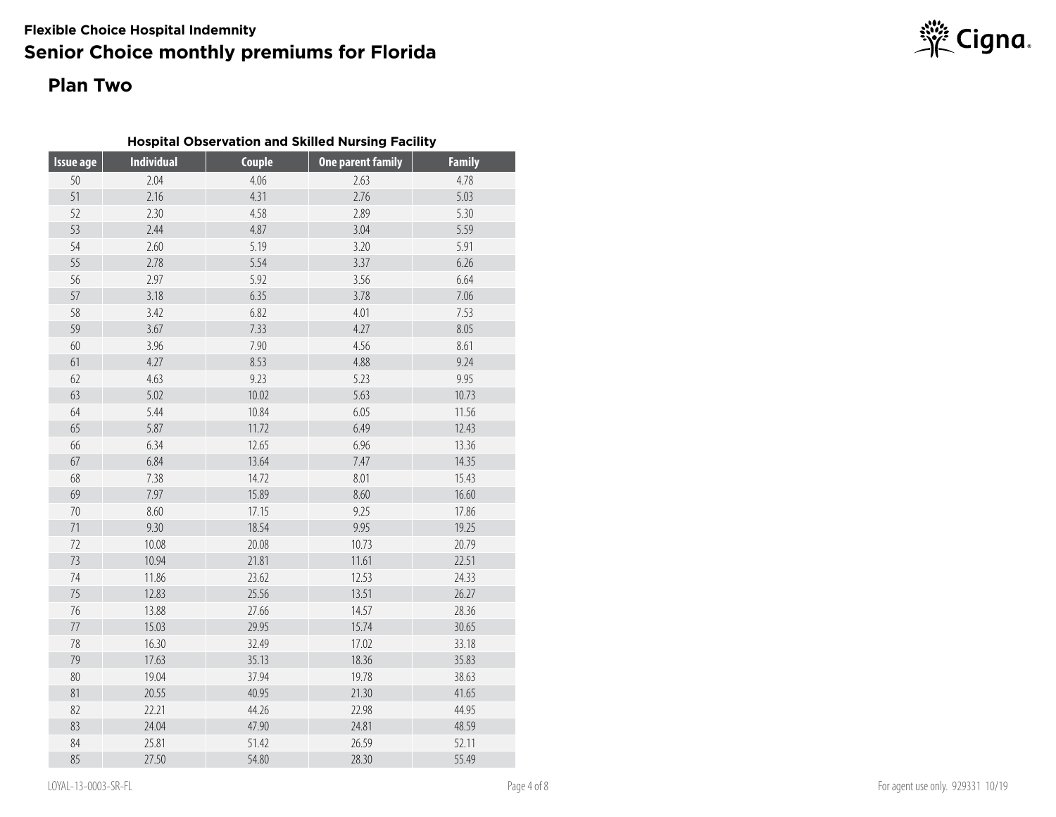**Flexible Choice Hospital Indemnity**

# Senior Choice monthly premiums for Florida

## Plan Two

**Hospital Observation and Skilled Nursing Facility**

| Issue age | Individual | Couple | One parent family | Family |
|---|---|---|---|---|
| 50 | 2.04 | 4.06 | 2.63 | 4.78 |
| 51 | 2.16 | 4.31 | 2.76 | 5.03 |
| 52 | 2.30 | 4.58 | 2.89 | 5.30 |
| 53 | 2.44 | 4.87 | 3.04 | 5.59 |
| 54 | 2.60 | 5.19 | 3.20 | 5.91 |
| 55 | 2.78 | 5.54 | 3.37 | 6.26 |
| 56 | 2.97 | 5.92 | 3.56 | 6.64 |
| 57 | 3.18 | 6.35 | 3.78 | 7.06 |
| 58 | 3.42 | 6.82 | 4.01 | 7.53 |
| 59 | 3.67 | 7.33 | 4.27 | 8.05 |
| 60 | 3.96 | 7.90 | 4.56 | 8.61 |
| 61 | 4.27 | 8.53 | 4.88 | 9.24 |
| 62 | 4.63 | 9.23 | 5.23 | 9.95 |
| 63 | 5.02 | 10.02 | 5.63 | 10.73 |
| 64 | 5.44 | 10.84 | 6.05 | 11.56 |
| 65 | 5.87 | 11.72 | 6.49 | 12.43 |
| 66 | 6.34 | 12.65 | 6.96 | 13.36 |
| 67 | 6.84 | 13.64 | 7.47 | 14.35 |
| 68 | 7.38 | 14.72 | 8.01 | 15.43 |
| 69 | 7.97 | 15.89 | 8.60 | 16.60 |
| 70 | 8.60 | 17.15 | 9.25 | 17.86 |
| 71 | 9.30 | 18.54 | 9.95 | 19.25 |
| 72 | 10.08 | 20.08 | 10.73 | 20.79 |
| 73 | 10.94 | 21.81 | 11.61 | 22.51 |
| 74 | 11.86 | 23.62 | 12.53 | 24.33 |
| 75 | 12.83 | 25.56 | 13.51 | 26.27 |
| 76 | 13.88 | 27.66 | 14.57 | 28.36 |
| 77 | 15.03 | 29.95 | 15.74 | 30.65 |
| 78 | 16.30 | 32.49 | 17.02 | 33.18 |
| 79 | 17.63 | 35.13 | 18.36 | 35.83 |
| 80 | 19.04 | 37.94 | 19.78 | 38.63 |
| 81 | 20.55 | 40.95 | 21.30 | 41.65 |
| 82 | 22.21 | 44.26 | 22.98 | 44.95 |
| 83 | 24.04 | 47.90 | 24.81 | 48.59 |
| 84 | 25.81 | 51.42 | 26.59 | 52.11 |
| 85 | 27.50 | 54.80 | 28.30 | 55.49 |

LOYAL-13-0003-SR-FL

For agent use only. 929331 10/19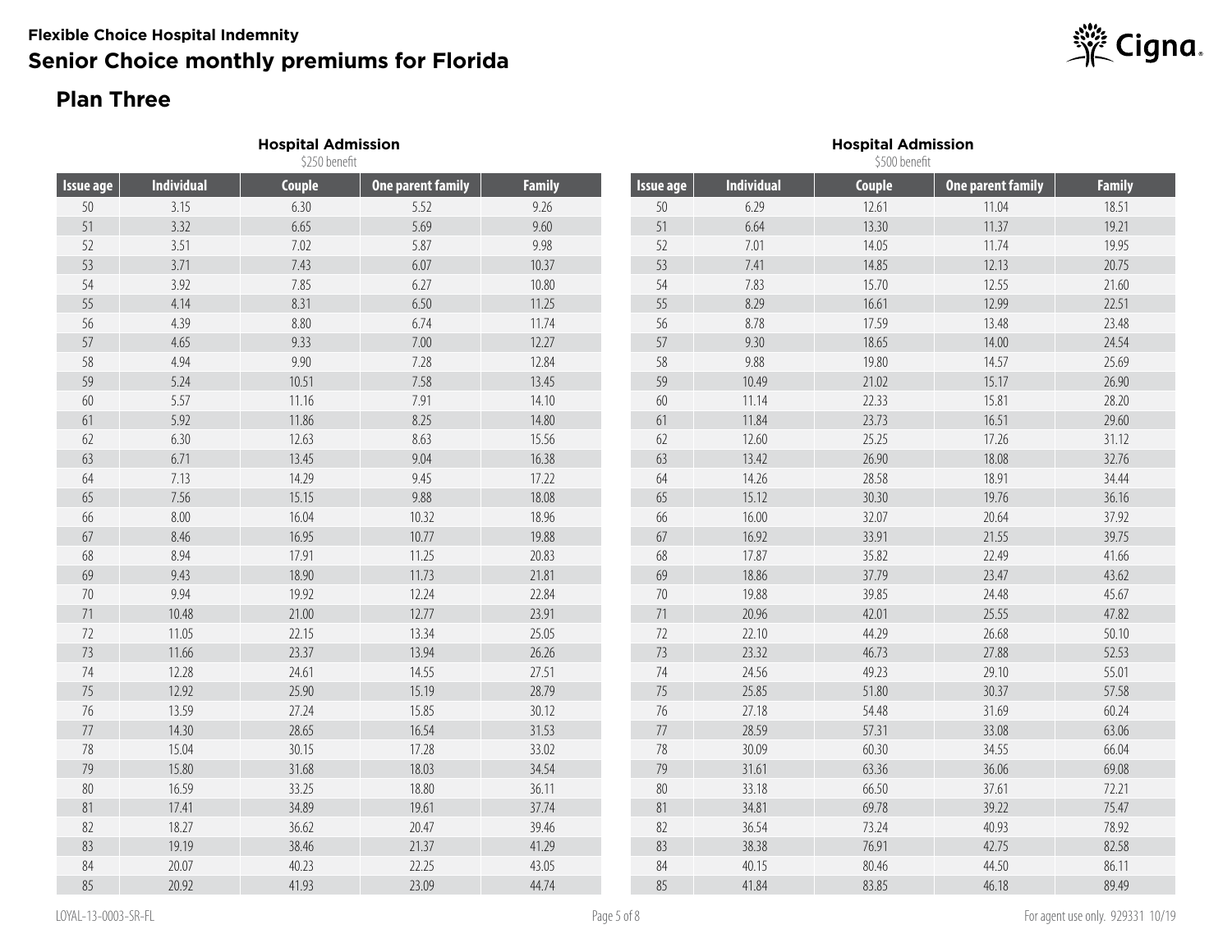Flexible Choice Hospital Indemnity

# Senior Choice monthly premiums for Florida

## Plan Three

**Hospital Admission**
$250 benefit

| Issue age | Individual | Couple | One parent family | Family |
|---|---|---|---|---|
| 50 | 3.15 | 6.30 | 5.52 | 9.26 |
| 51 | 3.32 | 6.65 | 5.69 | 9.60 |
| 52 | 3.51 | 7.02 | 5.87 | 9.98 |
| 53 | 3.71 | 7.43 | 6.07 | 10.37 |
| 54 | 3.92 | 7.85 | 6.27 | 10.80 |
| 55 | 4.14 | 8.31 | 6.50 | 11.25 |
| 56 | 4.39 | 8.80 | 6.74 | 11.74 |
| 57 | 4.65 | 9.33 | 7.00 | 12.27 |
| 58 | 4.94 | 9.90 | 7.28 | 12.84 |
| 59 | 5.24 | 10.51 | 7.58 | 13.45 |
| 60 | 5.57 | 11.16 | 7.91 | 14.10 |
| 61 | 5.92 | 11.86 | 8.25 | 14.80 |
| 62 | 6.30 | 12.63 | 8.63 | 15.56 |
| 63 | 6.71 | 13.45 | 9.04 | 16.38 |
| 64 | 7.13 | 14.29 | 9.45 | 17.22 |
| 65 | 7.56 | 15.15 | 9.88 | 18.08 |
| 66 | 8.00 | 16.04 | 10.32 | 18.96 |
| 67 | 8.46 | 16.95 | 10.77 | 19.88 |
| 68 | 8.94 | 17.91 | 11.25 | 20.83 |
| 69 | 9.43 | 18.90 | 11.73 | 21.81 |
| 70 | 9.94 | 19.92 | 12.24 | 22.84 |
| 71 | 10.48 | 21.00 | 12.77 | 23.91 |
| 72 | 11.05 | 22.15 | 13.34 | 25.05 |
| 73 | 11.66 | 23.37 | 13.94 | 26.26 |
| 74 | 12.28 | 24.61 | 14.55 | 27.51 |
| 75 | 12.92 | 25.90 | 15.19 | 28.79 |
| 76 | 13.59 | 27.24 | 15.85 | 30.12 |
| 77 | 14.30 | 28.65 | 16.54 | 31.53 |
| 78 | 15.04 | 30.15 | 17.28 | 33.02 |
| 79 | 15.80 | 31.68 | 18.03 | 34.54 |
| 80 | 16.59 | 33.25 | 18.80 | 36.11 |
| 81 | 17.41 | 34.89 | 19.61 | 37.74 |
| 82 | 18.27 | 36.62 | 20.47 | 39.46 |
| 83 | 19.19 | 38.46 | 21.37 | 41.29 |
| 84 | 20.07 | 40.23 | 22.25 | 43.05 |
| 85 | 20.92 | 41.93 | 23.09 | 44.74 |

**Hospital Admission**
$500 benefit

| Issue age | Individual | Couple | One parent family | Family |
|---|---|---|---|---|
| 50 | 6.29 | 12.61 | 11.04 | 18.51 |
| 51 | 6.64 | 13.30 | 11.37 | 19.21 |
| 52 | 7.01 | 14.05 | 11.74 | 19.95 |
| 53 | 7.41 | 14.85 | 12.13 | 20.75 |
| 54 | 7.83 | 15.70 | 12.55 | 21.60 |
| 55 | 8.29 | 16.61 | 12.99 | 22.51 |
| 56 | 8.78 | 17.59 | 13.48 | 23.48 |
| 57 | 9.30 | 18.65 | 14.00 | 24.54 |
| 58 | 9.88 | 19.80 | 14.57 | 25.69 |
| 59 | 10.49 | 21.02 | 15.17 | 26.90 |
| 60 | 11.14 | 22.33 | 15.81 | 28.20 |
| 61 | 11.84 | 23.73 | 16.51 | 29.60 |
| 62 | 12.60 | 25.25 | 17.26 | 31.12 |
| 63 | 13.42 | 26.90 | 18.08 | 32.76 |
| 64 | 14.26 | 28.58 | 18.91 | 34.44 |
| 65 | 15.12 | 30.30 | 19.76 | 36.16 |
| 66 | 16.00 | 32.07 | 20.64 | 37.92 |
| 67 | 16.92 | 33.91 | 21.55 | 39.75 |
| 68 | 17.87 | 35.82 | 22.49 | 41.66 |
| 69 | 18.86 | 37.79 | 23.47 | 43.62 |
| 70 | 19.88 | 39.85 | 24.48 | 45.67 |
| 71 | 20.96 | 42.01 | 25.55 | 47.82 |
| 72 | 22.10 | 44.29 | 26.68 | 50.10 |
| 73 | 23.32 | 46.73 | 27.88 | 52.53 |
| 74 | 24.56 | 49.23 | 29.10 | 55.01 |
| 75 | 25.85 | 51.80 | 30.37 | 57.58 |
| 76 | 27.18 | 54.48 | 31.69 | 60.24 |
| 77 | 28.59 | 57.31 | 33.08 | 63.06 |
| 78 | 30.09 | 60.30 | 34.55 | 66.04 |
| 79 | 31.61 | 63.36 | 36.06 | 69.08 |
| 80 | 33.18 | 66.50 | 37.61 | 72.21 |
| 81 | 34.81 | 69.78 | 39.22 | 75.47 |
| 82 | 36.54 | 73.24 | 40.93 | 78.92 |
| 83 | 38.38 | 76.91 | 42.75 | 82.58 |
| 84 | 40.15 | 80.46 | 44.50 | 86.11 |
| 85 | 41.84 | 83.85 | 46.18 | 89.49 |

LOYAL-13-0003-SR-FL

For agent use only. 929331 10/19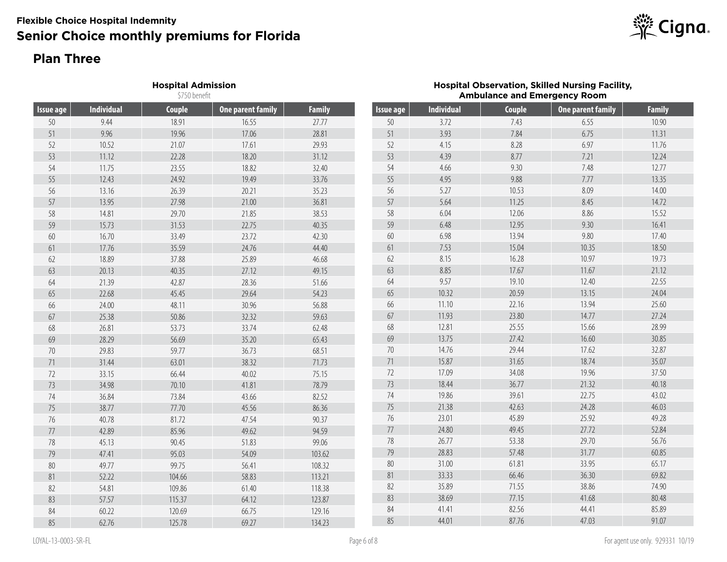**Flexible Choice Hospital Indemnity**

# Senior Choice monthly premiums for Florida

## Plan Three

### Hospital Admission

$750 benefit

| Issue age | Individual | Couple | One parent family | Family |
|---|---|---|---|---|
| 50 | 9.44 | 18.91 | 16.55 | 27.77 |
| 51 | 9.96 | 19.96 | 17.06 | 28.81 |
| 52 | 10.52 | 21.07 | 17.61 | 29.93 |
| 53 | 11.12 | 22.28 | 18.20 | 31.12 |
| 54 | 11.75 | 23.55 | 18.82 | 32.40 |
| 55 | 12.43 | 24.92 | 19.49 | 33.76 |
| 56 | 13.16 | 26.39 | 20.21 | 35.23 |
| 57 | 13.95 | 27.98 | 21.00 | 36.81 |
| 58 | 14.81 | 29.70 | 21.85 | 38.53 |
| 59 | 15.73 | 31.53 | 22.75 | 40.35 |
| 60 | 16.70 | 33.49 | 23.72 | 42.30 |
| 61 | 17.76 | 35.59 | 24.76 | 44.40 |
| 62 | 18.89 | 37.88 | 25.89 | 46.68 |
| 63 | 20.13 | 40.35 | 27.12 | 49.15 |
| 64 | 21.39 | 42.87 | 28.36 | 51.66 |
| 65 | 22.68 | 45.45 | 29.64 | 54.23 |
| 66 | 24.00 | 48.11 | 30.96 | 56.88 |
| 67 | 25.38 | 50.86 | 32.32 | 59.63 |
| 68 | 26.81 | 53.73 | 33.74 | 62.48 |
| 69 | 28.29 | 56.69 | 35.20 | 65.43 |
| 70 | 29.83 | 59.77 | 36.73 | 68.51 |
| 71 | 31.44 | 63.01 | 38.32 | 71.73 |
| 72 | 33.15 | 66.44 | 40.02 | 75.15 |
| 73 | 34.98 | 70.10 | 41.81 | 78.79 |
| 74 | 36.84 | 73.84 | 43.66 | 82.52 |
| 75 | 38.77 | 77.70 | 45.56 | 86.36 |
| 76 | 40.78 | 81.72 | 47.54 | 90.37 |
| 77 | 42.89 | 85.96 | 49.62 | 94.59 |
| 78 | 45.13 | 90.45 | 51.83 | 99.06 |
| 79 | 47.41 | 95.03 | 54.09 | 103.62 |
| 80 | 49.77 | 99.75 | 56.41 | 108.32 |
| 81 | 52.22 | 104.66 | 58.83 | 113.21 |
| 82 | 54.81 | 109.86 | 61.40 | 118.38 |
| 83 | 57.57 | 115.37 | 64.12 | 123.87 |
| 84 | 60.22 | 120.69 | 66.75 | 129.16 |
| 85 | 62.76 | 125.78 | 69.27 | 134.23 |

### Hospital Observation, Skilled Nursing Facility, Ambulance and Emergency Room

| Issue age | Individual | Couple | One parent family | Family |
|---|---|---|---|---|
| 50 | 3.72 | 7.43 | 6.55 | 10.90 |
| 51 | 3.93 | 7.84 | 6.75 | 11.31 |
| 52 | 4.15 | 8.28 | 6.97 | 11.76 |
| 53 | 4.39 | 8.77 | 7.21 | 12.24 |
| 54 | 4.66 | 9.30 | 7.48 | 12.77 |
| 55 | 4.95 | 9.88 | 7.77 | 13.35 |
| 56 | 5.27 | 10.53 | 8.09 | 14.00 |
| 57 | 5.64 | 11.25 | 8.45 | 14.72 |
| 58 | 6.04 | 12.06 | 8.86 | 15.52 |
| 59 | 6.48 | 12.95 | 9.30 | 16.41 |
| 60 | 6.98 | 13.94 | 9.80 | 17.40 |
| 61 | 7.53 | 15.04 | 10.35 | 18.50 |
| 62 | 8.15 | 16.28 | 10.97 | 19.73 |
| 63 | 8.85 | 17.67 | 11.67 | 21.12 |
| 64 | 9.57 | 19.10 | 12.40 | 22.55 |
| 65 | 10.32 | 20.59 | 13.15 | 24.04 |
| 66 | 11.10 | 22.16 | 13.94 | 25.60 |
| 67 | 11.93 | 23.80 | 14.77 | 27.24 |
| 68 | 12.81 | 25.55 | 15.66 | 28.99 |
| 69 | 13.75 | 27.42 | 16.60 | 30.85 |
| 70 | 14.76 | 29.44 | 17.62 | 32.87 |
| 71 | 15.87 | 31.65 | 18.74 | 35.07 |
| 72 | 17.09 | 34.08 | 19.96 | 37.50 |
| 73 | 18.44 | 36.77 | 21.32 | 40.18 |
| 74 | 19.86 | 39.61 | 22.75 | 43.02 |
| 75 | 21.38 | 42.63 | 24.28 | 46.03 |
| 76 | 23.01 | 45.89 | 25.92 | 49.28 |
| 77 | 24.80 | 49.45 | 27.72 | 52.84 |
| 78 | 26.77 | 53.38 | 29.70 | 56.76 |
| 79 | 28.83 | 57.48 | 31.77 | 60.85 |
| 80 | 31.00 | 61.81 | 33.95 | 65.17 |
| 81 | 33.33 | 66.46 | 36.30 | 69.82 |
| 82 | 35.89 | 71.55 | 38.86 | 74.90 |
| 83 | 38.69 | 77.15 | 41.68 | 80.48 |
| 84 | 41.41 | 82.56 | 44.41 | 85.89 |
| 85 | 44.01 | 87.76 | 47.03 | 91.07 |

LOYAL-13-0003-SR-FL

For agent use only. 929331 10/19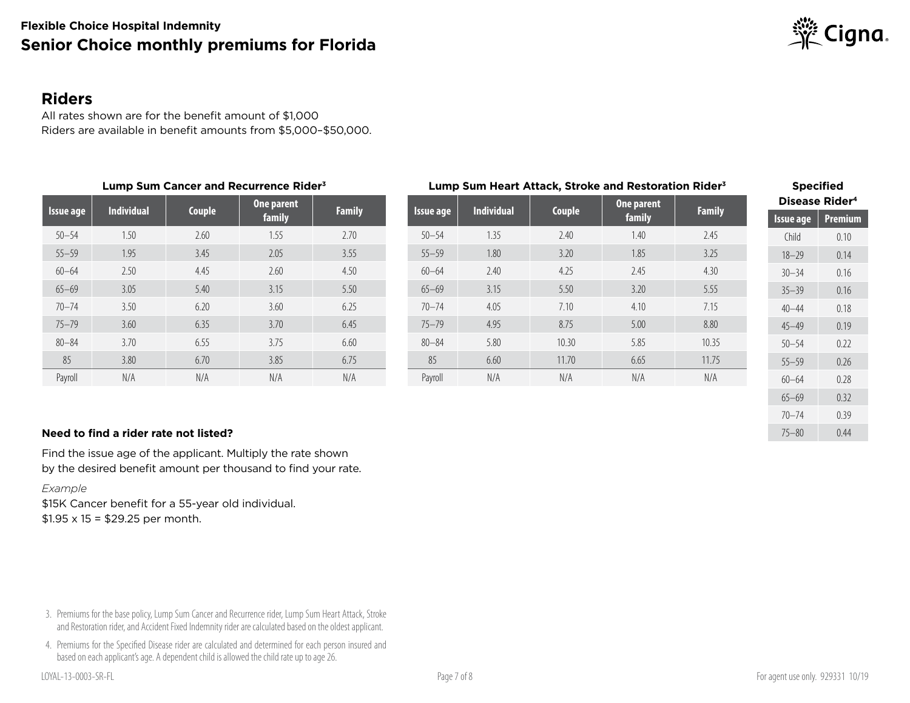# Flexible Choice Hospital Indemnity

## Senior Choice monthly premiums for Florida

## Riders

All rates shown are for the benefit amount of $1,000
Riders are available in benefit amounts from $5,000–$50,000.

**Lump Sum Cancer and Recurrence Rider[3]**

| Issue age | Individual | Couple | One parent family | Family |
|---|---|---|---|---|
| 50–54 | 1.50 | 2.60 | 1.55 | 2.70 |
| 55–59 | 1.95 | 3.45 | 2.05 | 3.55 |
| 60–64 | 2.50 | 4.45 | 2.60 | 4.50 |
| 65–69 | 3.05 | 5.40 | 3.15 | 5.50 |
| 70–74 | 3.50 | 6.20 | 3.60 | 6.25 |
| 75–79 | 3.60 | 6.35 | 3.70 | 6.45 |
| 80–84 | 3.70 | 6.55 | 3.75 | 6.60 |
| 85 | 3.80 | 6.70 | 3.85 | 6.75 |
| Payroll | N/A | N/A | N/A | N/A |

**Lump Sum Heart Attack, Stroke and Restoration Rider[3]**

| Issue age | Individual | Couple | One parent family | Family |
|---|---|---|---|---|
| 50–54 | 1.35 | 2.40 | 1.40 | 2.45 |
| 55–59 | 1.80 | 3.20 | 1.85 | 3.25 |
| 60–64 | 2.40 | 4.25 | 2.45 | 4.30 |
| 65–69 | 3.15 | 5.50 | 3.20 | 5.55 |
| 70–74 | 4.05 | 7.10 | 4.10 | 7.15 |
| 75–79 | 4.95 | 8.75 | 5.00 | 8.80 |
| 80–84 | 5.80 | 10.30 | 5.85 | 10.35 |
| 85 | 6.60 | 11.70 | 6.65 | 11.75 |
| Payroll | N/A | N/A | N/A | N/A |

**Specified Disease Rider[4]**

| Issue age | Premium |
|---|---|
| Child | 0.10 |
| 18–29 | 0.14 |
| 30–34 | 0.16 |
| 35–39 | 0.16 |
| 40–44 | 0.18 |
| 45–49 | 0.19 |
| 50–54 | 0.22 |
| 55–59 | 0.26 |
| 60–64 | 0.28 |
| 65–69 | 0.32 |
| 70–74 | 0.39 |
| 75–80 | 0.44 |

**Need to find a rider rate not listed?**

Find the issue age of the applicant. Multiply the rate shown by the desired benefit amount per thousand to find your rate.

*Example*

$15K Cancer benefit for a 55-year old individual.
$1.95 x 15 = $29.25 per month.

3. Premiums for the base policy, Lump Sum Cancer and Recurrence rider, Lump Sum Heart Attack, Stroke and Restoration rider, and Accident Fixed Indemnity rider are calculated based on the oldest applicant.
4. Premiums for the Specified Disease rider are calculated and determined for each person insured and based on each applicant's age. A dependent child is allowed the child rate up to age 26.

LOYAL-13-0003-SR-FL

For agent use only. 929331 10/19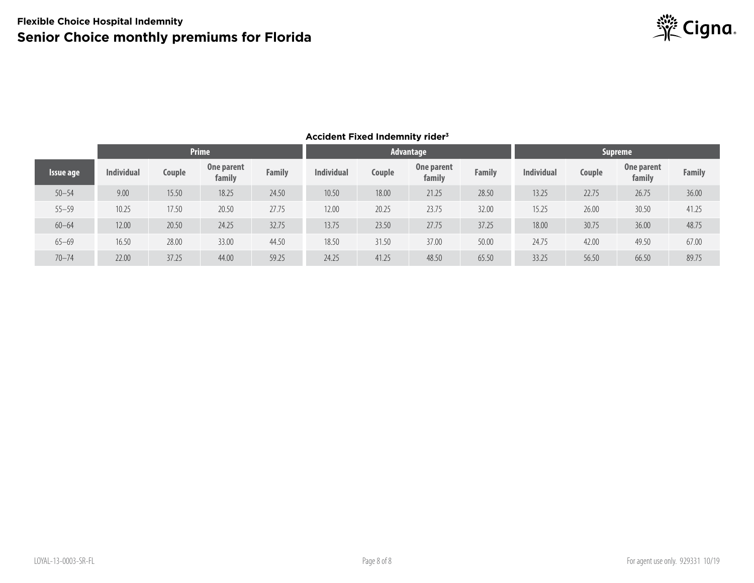**Flexible Choice Hospital Indemnity**

## Senior Choice monthly premiums for Florida

**Accident Fixed Indemnity rider[3]**

| | Prime | | | | Advantage | | | | Supreme | | | |
|---|---|---|---|---|---|---|---|---|---|---|---|---|
| Issue age | Individual | Couple | One parent family | Family | Individual | Couple | One parent family | Family | Individual | Couple | One parent family | Family |
| 50–54 | 9.00 | 15.50 | 18.25 | 24.50 | 10.50 | 18.00 | 21.25 | 28.50 | 13.25 | 22.75 | 26.75 | 36.00 |
| 55–59 | 10.25 | 17.50 | 20.50 | 27.75 | 12.00 | 20.25 | 23.75 | 32.00 | 15.25 | 26.00 | 30.50 | 41.25 |
| 60–64 | 12.00 | 20.50 | 24.25 | 32.75 | 13.75 | 23.50 | 27.75 | 37.25 | 18.00 | 30.75 | 36.00 | 48.75 |
| 65–69 | 16.50 | 28.00 | 33.00 | 44.50 | 18.50 | 31.50 | 37.00 | 50.00 | 24.75 | 42.00 | 49.50 | 67.00 |
| 70–74 | 22.00 | 37.25 | 44.00 | 59.25 | 24.25 | 41.25 | 48.50 | 65.50 | 33.25 | 56.50 | 66.50 | 89.75 |

LOYAL-13-0003-SR-FL

For agent use only. 929331 10/19